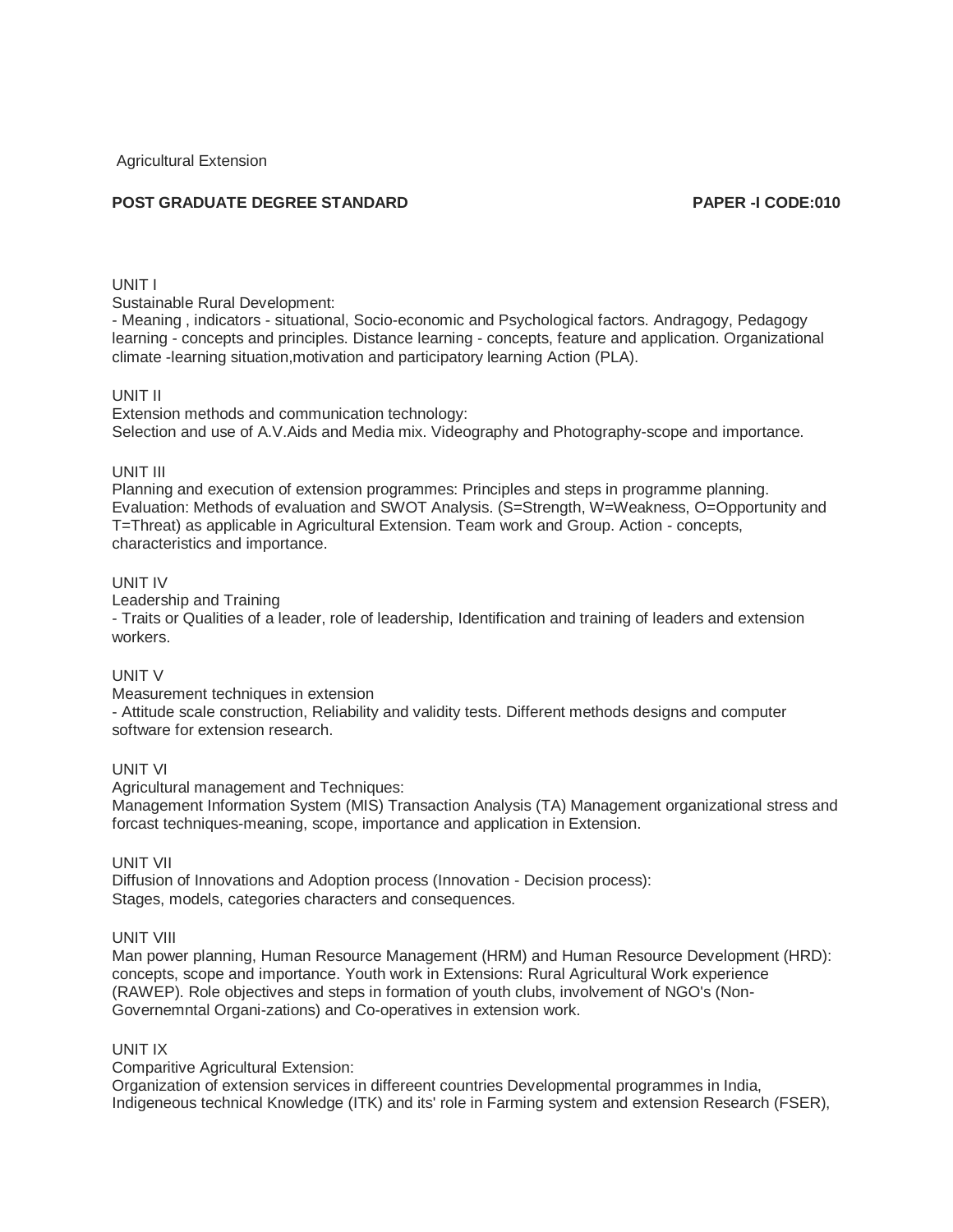Agricultural Extension

**POST GRADUATE DEGREE STANDARD** **PAPER -I CODE:010**

UNIT I

Sustainable Rural Development:

- Meaning , indicators - situational, Socio-economic and Psychological factors. Andragogy, Pedagogy learning - concepts and principles. Distance learning - concepts, feature and application. Organizational climate -learning situation,motivation and participatory learning Action (PLA).

UNIT II

Extension methods and communication technology:

Selection and use of A.V.Aids and Media mix. Videography and Photography-scope and importance.

UNIT III

Planning and execution of extension programmes: Principles and steps in programme planning. Evaluation: Methods of evaluation and SWOT Analysis. (S=Strength, W=Weakness, O=Opportunity and T=Threat) as applicable in Agricultural Extension. Team work and Group. Action - concepts, characteristics and importance.

UNIT IV

Leadership and Training

- Traits or Qualities of a leader, role of leadership, Identification and training of leaders and extension workers.

UNIT V

Measurement techniques in extension

- Attitude scale construction, Reliability and validity tests. Different methods designs and computer software for extension research.

UNIT VI

Agricultural management and Techniques:

Management Information System (MIS) Transaction Analysis (TA) Management organizational stress and forcast techniques-meaning, scope, importance and application in Extension.

UNIT VII

Diffusion of Innovations and Adoption process (Innovation - Decision process):

Stages, models, categories characters and consequences.

UNIT VIII

Man power planning, Human Resource Management (HRM) and Human Resource Development (HRD): concepts, scope and importance. Youth work in Extensions: Rural Agricultural Work experience (RAWEP). Role objectives and steps in formation of youth clubs, involvement of NGO's (Non-Governemntal Organi-zations) and Co-operatives in extension work.

UNIT IX

Comparitive Agricultural Extension:

Organization of extension services in differeent countries Developmental programmes in India, Indigeneous technical Knowledge (ITK) and its' role in Farming system and extension Research (FSER),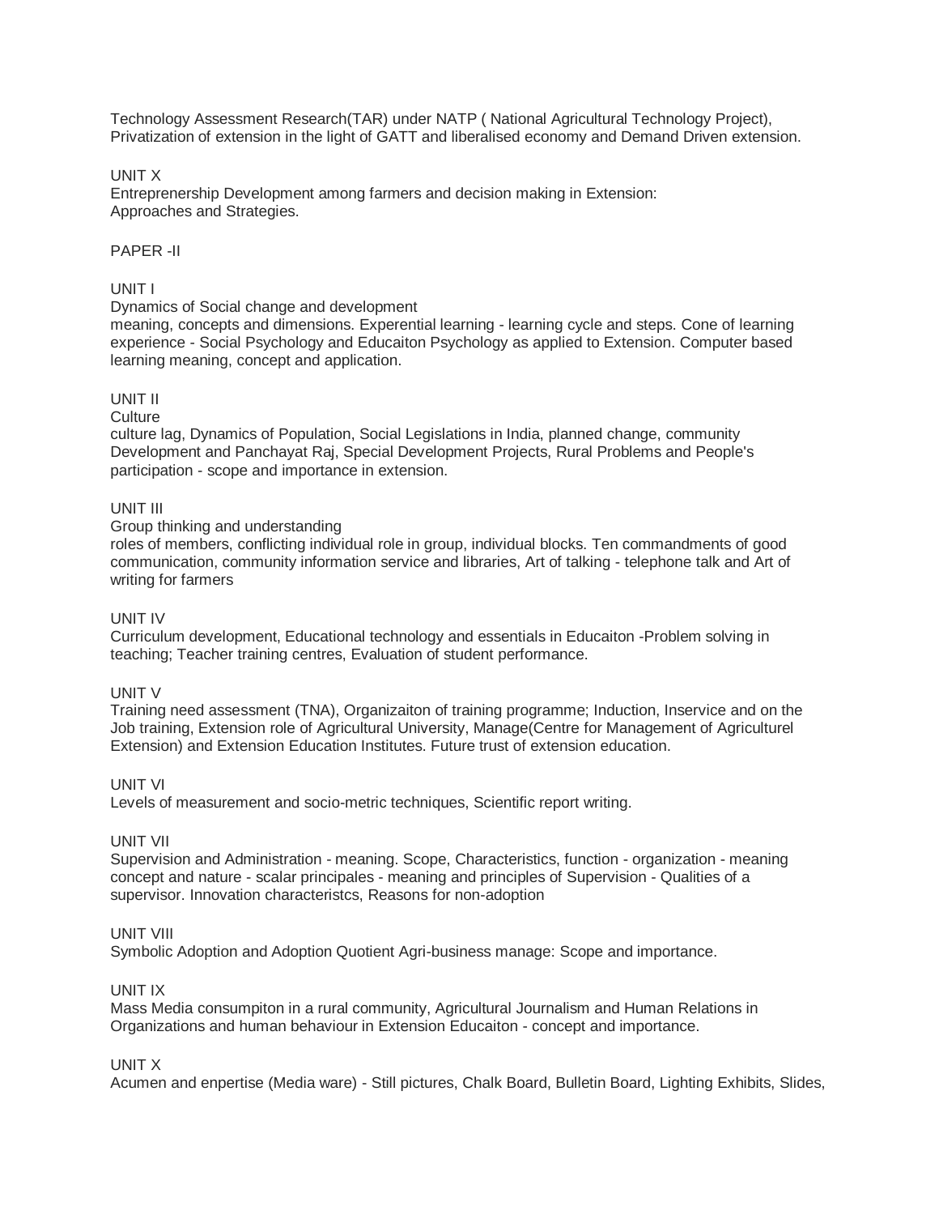Technology Assessment Research(TAR) under NATP ( National Agricultural Technology Project), Privatization of extension in the light of GATT and liberalised economy and Demand Driven extension.

UNIT X

Entreprenership Development among farmers and decision making in Extension: Approaches and Strategies.

PAPER -II

UNIT I

Dynamics of Social change and development

meaning, concepts and dimensions. Experential learning - learning cycle and steps. Cone of learning experience - Social Psychology and Educaiton Psychology as applied to Extension. Computer based learning meaning, concept and application.

UNIT II

Culture

culture lag, Dynamics of Population, Social Legislations in India, planned change, community Development and Panchayat Raj, Special Development Projects, Rural Problems and People's participation - scope and importance in extension.

UNIT III

Group thinking and understanding

roles of members, conflicting individual role in group, individual blocks. Ten commandments of good communication, community information service and libraries, Art of talking - telephone talk and Art of writing for farmers

UNIT IV

Curriculum development, Educational technology and essentials in Educaiton -Problem solving in teaching; Teacher training centres, Evaluation of student performance.

UNIT V

Training need assessment (TNA), Organizaiton of training programme; Induction, Inservice and on the Job training, Extension role of Agricultural University, Manage(Centre for Management of Agriculturel Extension) and Extension Education Institutes. Future trust of extension education.

UNIT VI

Levels of measurement and socio-metric techniques, Scientific report writing.

UNIT VII

Supervision and Administration - meaning. Scope, Characteristics, function - organization - meaning concept and nature - scalar principales - meaning and principles of Supervision - Qualities of a supervisor. Innovation characteristcs, Reasons for non-adoption

UNIT VIII

Symbolic Adoption and Adoption Quotient Agri-business manage: Scope and importance.

UNIT IX

Mass Media consumpiton in a rural community, Agricultural Journalism and Human Relations in Organizations and human behaviour in Extension Educaiton - concept and importance.

UNIT X

Acumen and enpertise (Media ware) - Still pictures, Chalk Board, Bulletin Board, Lighting Exhibits, Slides,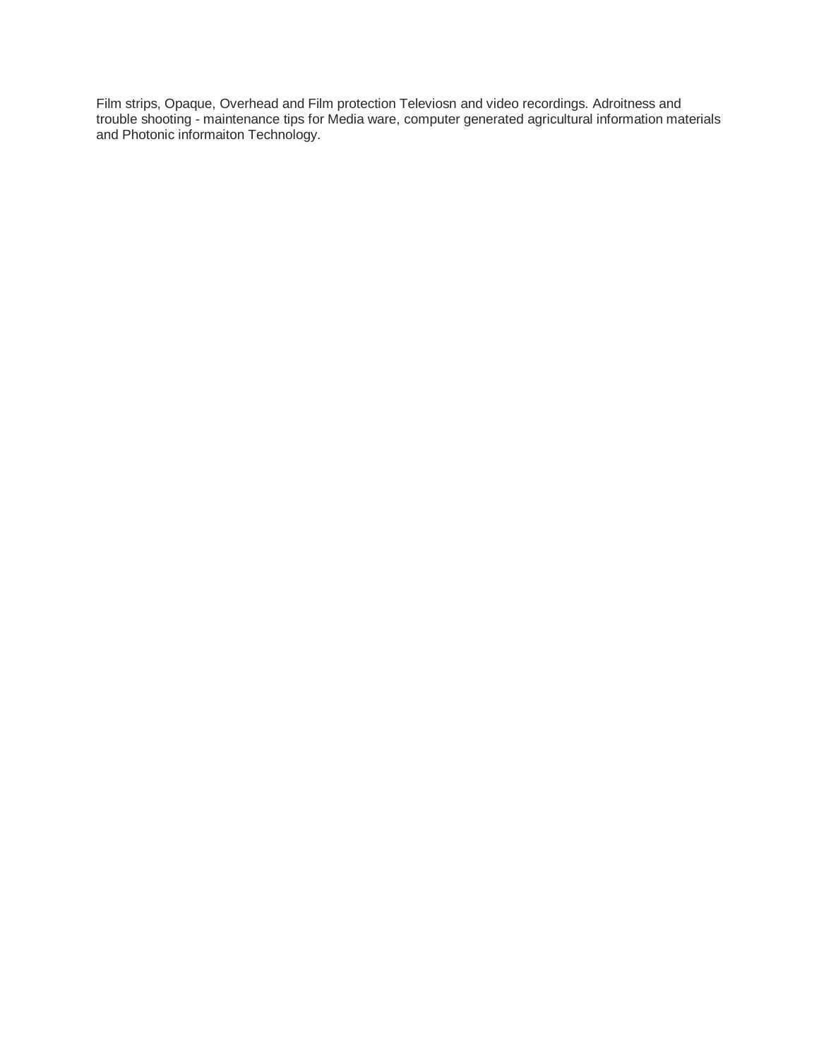Film strips, Opaque, Overhead and Film protection Televiosn and video recordings. Adroitness and trouble shooting - maintenance tips for Media ware, computer generated agricultural information materials and Photonic informaiton Technology.